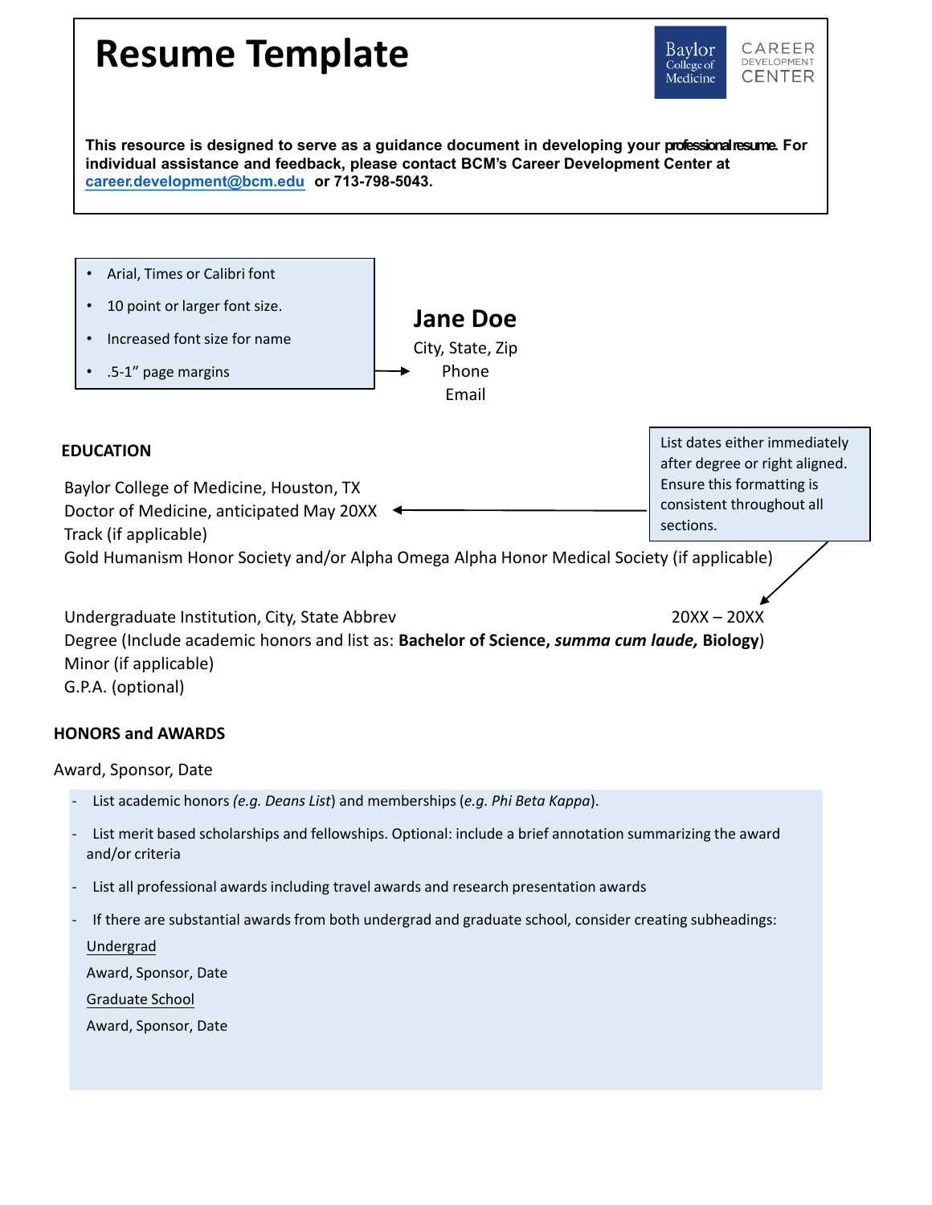# Resume Template

Baylor College of Medicine | CAREER DEVELOPMENT CENTER

**This resource is designed to serve as a guidance document in developing your professional resume. For individual assistance and feedback, please contact BCM's Career Development Center at career.development@bcm.edu or 713-798-5043.**

- Arial, Times or Calibri font
- 10 point or larger font size.
- Increased font size for name
- .5-1" page margins

**Jane Doe**
City, State, Zip
Phone
Email

**EDUCATION**

List dates either immediately after degree or right aligned. Ensure this formatting is consistent throughout all sections.

Baylor College of Medicine, Houston, TX
Doctor of Medicine, anticipated May 20XX
Track (if applicable)
Gold Humanism Honor Society and/or Alpha Omega Alpha Honor Medical Society (if applicable)

Undergraduate Institution, City, State Abbrev 20XX – 20XX
Degree (Include academic honors and list as: **Bachelor of Science, *summa cum laude,* Biology**)
Minor (if applicable)
G.P.A. (optional)

**HONORS and AWARDS**

Award, Sponsor, Date

- List academic honors *(e.g. Deans List)* and memberships (*e.g. Phi Beta Kappa*).
- List merit based scholarships and fellowships. Optional: include a brief annotation summarizing the award and/or criteria
- List all professional awards including travel awards and research presentation awards
- If there are substantial awards from both undergrad and graduate school, consider creating subheadings:

Undergrad

Award, Sponsor, Date

Graduate School

Award, Sponsor, Date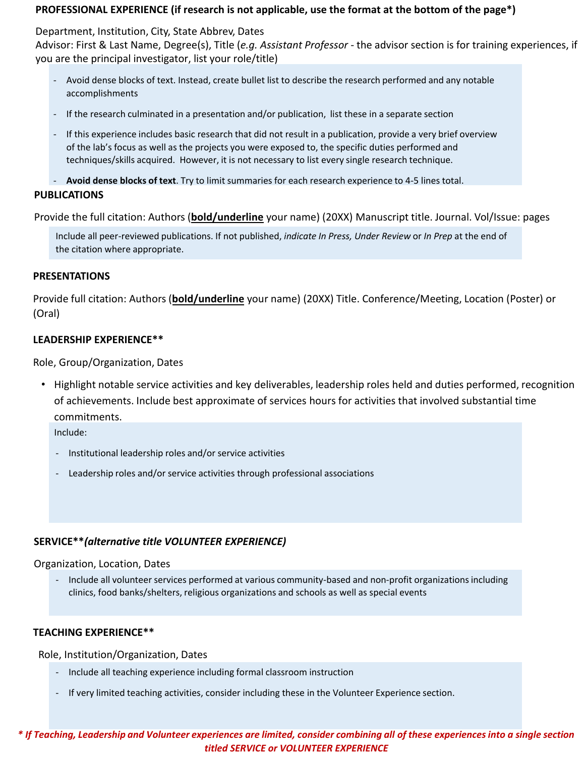**PROFESSIONAL EXPERIENCE (if research is not applicable, use the format at the bottom of the page*)**

Department, Institution, City, State Abbrev, Dates
Advisor: First & Last Name, Degree(s), Title (*e.g. Assistant Professor* - the advisor section is for training experiences, if you are the principal investigator, list your role/title)

- Avoid dense blocks of text. Instead, create bullet list to describe the research performed and any notable accomplishments
- If the research culminated in a presentation and/or publication, list these in a separate section
- If this experience includes basic research that did not result in a publication, provide a very brief overview of the lab's focus as well as the projects you were exposed to, the specific duties performed and techniques/skills acquired. However, it is not necessary to list every single research technique.
- **Avoid dense blocks of text**. Try to limit summaries for each research experience to 4-5 lines total.

**PUBLICATIONS**

Provide the full citation: Authors (**<u>bold/underline</u>** your name) (20XX) Manuscript title. Journal. Vol/Issue: pages

Include all peer-reviewed publications. If not published, *indicate In Press, Under Review* or *In Prep* at the end of the citation where appropriate.

**PRESENTATIONS**

Provide full citation: Authors (**<u>bold/underline</u>** your name) (20XX) Title. Conference/Meeting, Location (Poster) or (Oral)

**LEADERSHIP EXPERIENCE****

Role, Group/Organization, Dates

- Highlight notable service activities and key deliverables, leadership roles held and duties performed, recognition of achievements. Include best approximate of services hours for activities that involved substantial time commitments.

Include:

- Institutional leadership roles and/or service activities
- Leadership roles and/or service activities through professional associations

**SERVICE*****(alternative title VOLUNTEER EXPERIENCE)***

Organization, Location, Dates

- Include all volunteer services performed at various community-based and non-profit organizations including clinics, food banks/shelters, religious organizations and schools as well as special events

**TEACHING EXPERIENCE****

Role, Institution/Organization, Dates

- Include all teaching experience including formal classroom instruction
- If very limited teaching activities, consider including these in the Volunteer Experience section.

***\* If Teaching, Leadership and Volunteer experiences are limited, consider combining all of these experiences into a single section titled SERVICE or VOLUNTEER EXPERIENCE***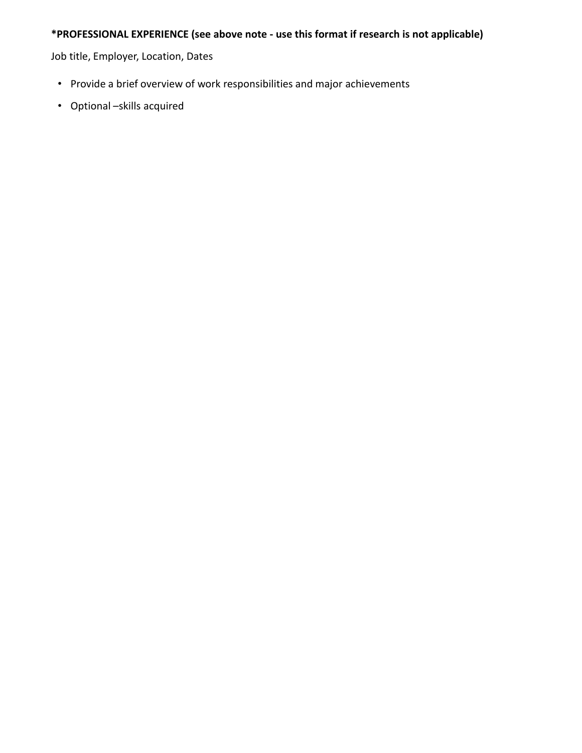**\*PROFESSIONAL EXPERIENCE (see above note - use this format if research is not applicable)**

Job title, Employer, Location, Dates

- Provide a brief overview of work responsibilities and major achievements
- Optional –skills acquired